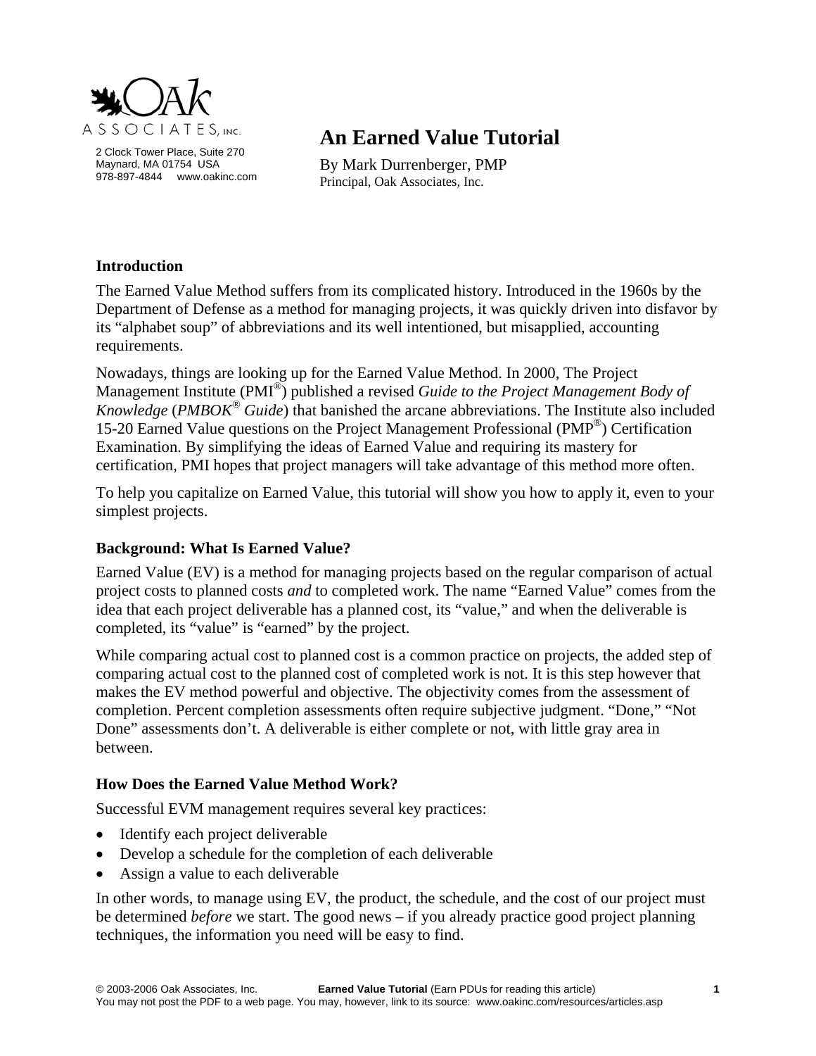Oak Associates, Inc.

2 Clock Tower Place, Suite 270
Maynard, MA 01754 USA
978-897-4844 www.oakinc.com

# An Earned Value Tutorial

By Mark Durrenberger, PMP
Principal, Oak Associates, Inc.

### Introduction

The Earned Value Method suffers from its complicated history. Introduced in the 1960s by the Department of Defense as a method for managing projects, it was quickly driven into disfavor by its "alphabet soup" of abbreviations and its well intentioned, but misapplied, accounting requirements.

Nowadays, things are looking up for the Earned Value Method. In 2000, The Project Management Institute (PMI®) published a revised *Guide to the Project Management Body of Knowledge* (*PMBOK® Guide*) that banished the arcane abbreviations. The Institute also included 15-20 Earned Value questions on the Project Management Professional (PMP®) Certification Examination. By simplifying the ideas of Earned Value and requiring its mastery for certification, PMI hopes that project managers will take advantage of this method more often.

To help you capitalize on Earned Value, this tutorial will show you how to apply it, even to your simplest projects.

### Background: What Is Earned Value?

Earned Value (EV) is a method for managing projects based on the regular comparison of actual project costs to planned costs *and* to completed work. The name "Earned Value" comes from the idea that each project deliverable has a planned cost, its "value," and when the deliverable is completed, its "value" is "earned" by the project.

While comparing actual cost to planned cost is a common practice on projects, the added step of comparing actual cost to the planned cost of completed work is not. It is this step however that makes the EV method powerful and objective. The objectivity comes from the assessment of completion. Percent completion assessments often require subjective judgment. "Done," "Not Done" assessments don't. A deliverable is either complete or not, with little gray area in between.

### How Does the Earned Value Method Work?

Successful EVM management requires several key practices:

- Identify each project deliverable
- Develop a schedule for the completion of each deliverable
- Assign a value to each deliverable

In other words, to manage using EV, the product, the schedule, and the cost of our project must be determined *before* we start. The good news – if you already practice good project planning techniques, the information you need will be easy to find.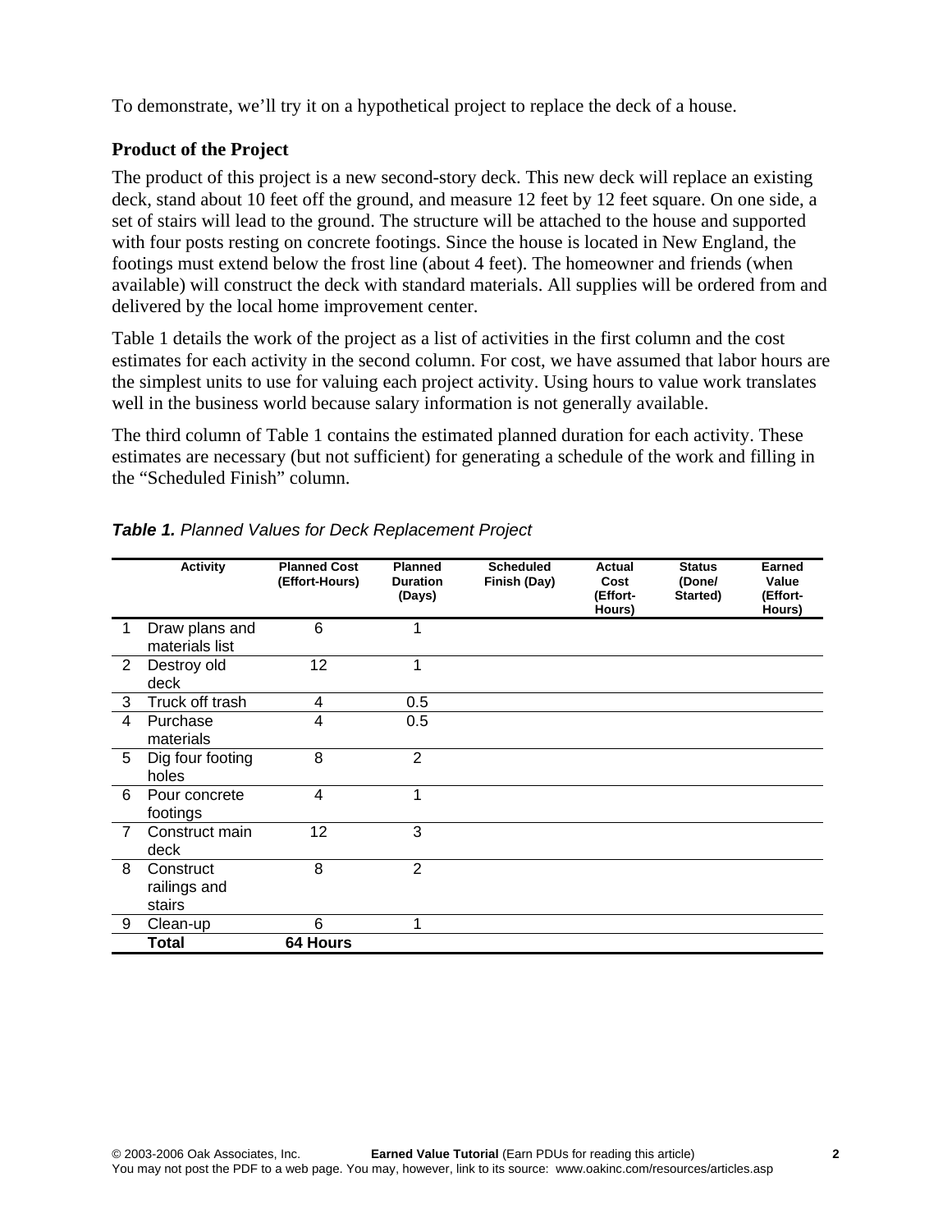To demonstrate, we'll try it on a hypothetical project to replace the deck of a house.

### Product of the Project

The product of this project is a new second-story deck. This new deck will replace an existing deck, stand about 10 feet off the ground, and measure 12 feet by 12 feet square. On one side, a set of stairs will lead to the ground. The structure will be attached to the house and supported with four posts resting on concrete footings. Since the house is located in New England, the footings must extend below the frost line (about 4 feet). The homeowner and friends (when available) will construct the deck with standard materials. All supplies will be ordered from and delivered by the local home improvement center.

Table 1 details the work of the project as a list of activities in the first column and the cost estimates for each activity in the second column. For cost, we have assumed that labor hours are the simplest units to use for valuing each project activity. Using hours to value work translates well in the business world because salary information is not generally available.

The third column of Table 1 contains the estimated planned duration for each activity. These estimates are necessary (but not sufficient) for generating a schedule of the work and filling in the "Scheduled Finish" column.

***Table 1.*** *Planned Values for Deck Replacement Project*

| | Activity | Planned Cost (Effort-Hours) | Planned Duration (Days) | Scheduled Finish (Day) | Actual Cost (Effort-Hours) | Status (Done/ Started) | Earned Value (Effort-Hours) |
|---|---|---|---|---|---|---|---|
| 1 | Draw plans and materials list | 6 | 1 | | | | |
| 2 | Destroy old deck | 12 | 1 | | | | |
| 3 | Truck off trash | 4 | 0.5 | | | | |
| 4 | Purchase materials | 4 | 0.5 | | | | |
| 5 | Dig four footing holes | 8 | 2 | | | | |
| 6 | Pour concrete footings | 4 | 1 | | | | |
| 7 | Construct main deck | 12 | 3 | | | | |
| 8 | Construct railings and stairs | 8 | 2 | | | | |
| 9 | Clean-up | 6 | 1 | | | | |
| | **Total** | **64 Hours** | | | | | |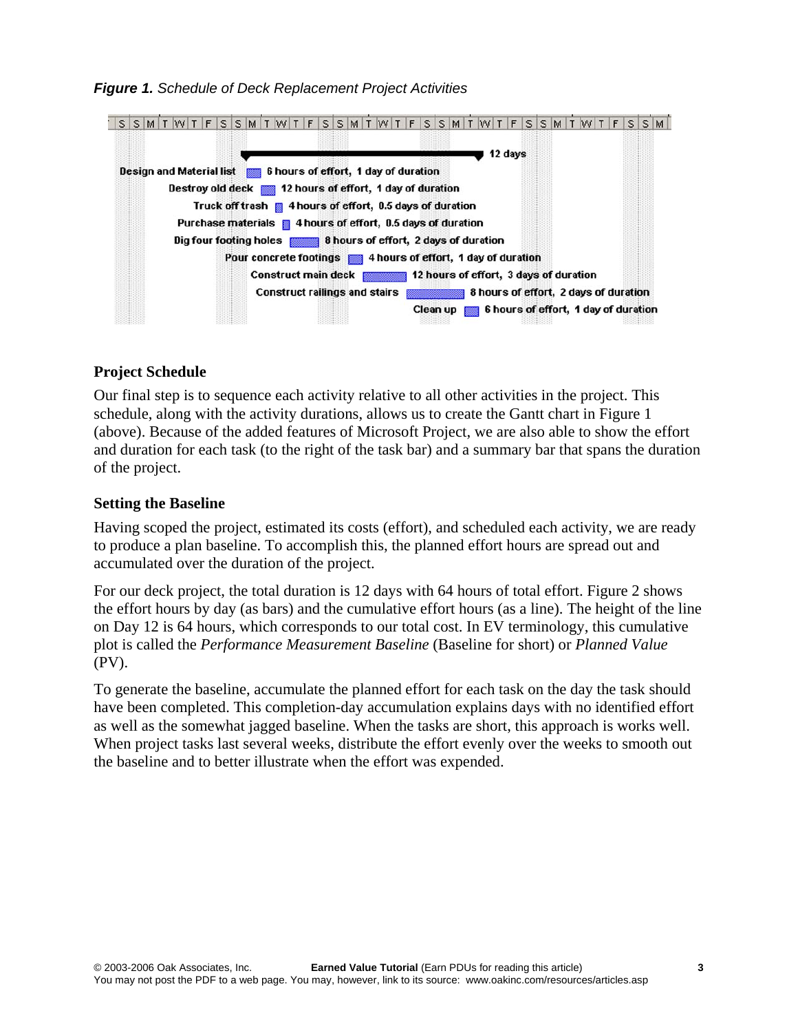***Figure 1.*** *Schedule of Deck Replacement Project Activities*

S S M T W T F S S M T W T F S S M T W T F S S M T W T F S S M T W T F S S M

12 days

Design and Material list 6 hours of effort, 1 day of duration

Destroy old deck 12 hours of effort, 1 day of duration

Truck off trash 4 hours of effort, 0.5 days of duration

Purchase materials 4 hours of effort, 0.5 days of duration

Dig four footing holes 8 hours of effort, 2 days of duration

Pour concrete footings 4 hours of effort, 1 day of duration

Construct main deck 12 hours of effort, 3 days of duration

Construct railings and stairs 8 hours of effort, 2 days of duration

Clean up 6 hours of effort, 1 day of duration

### Project Schedule

Our final step is to sequence each activity relative to all other activities in the project. This schedule, along with the activity durations, allows us to create the Gantt chart in Figure 1 (above). Because of the added features of Microsoft Project, we are also able to show the effort and duration for each task (to the right of the task bar) and a summary bar that spans the duration of the project.

### Setting the Baseline

Having scoped the project, estimated its costs (effort), and scheduled each activity, we are ready to produce a plan baseline. To accomplish this, the planned effort hours are spread out and accumulated over the duration of the project.

For our deck project, the total duration is 12 days with 64 hours of total effort. Figure 2 shows the effort hours by day (as bars) and the cumulative effort hours (as a line). The height of the line on Day 12 is 64 hours, which corresponds to our total cost. In EV terminology, this cumulative plot is called the *Performance Measurement Baseline* (Baseline for short) or *Planned Value* (PV).

To generate the baseline, accumulate the planned effort for each task on the day the task should have been completed. This completion-day accumulation explains days with no identified effort as well as the somewhat jagged baseline. When the tasks are short, this approach is works well. When project tasks last several weeks, distribute the effort evenly over the weeks to smooth out the baseline and to better illustrate when the effort was expended.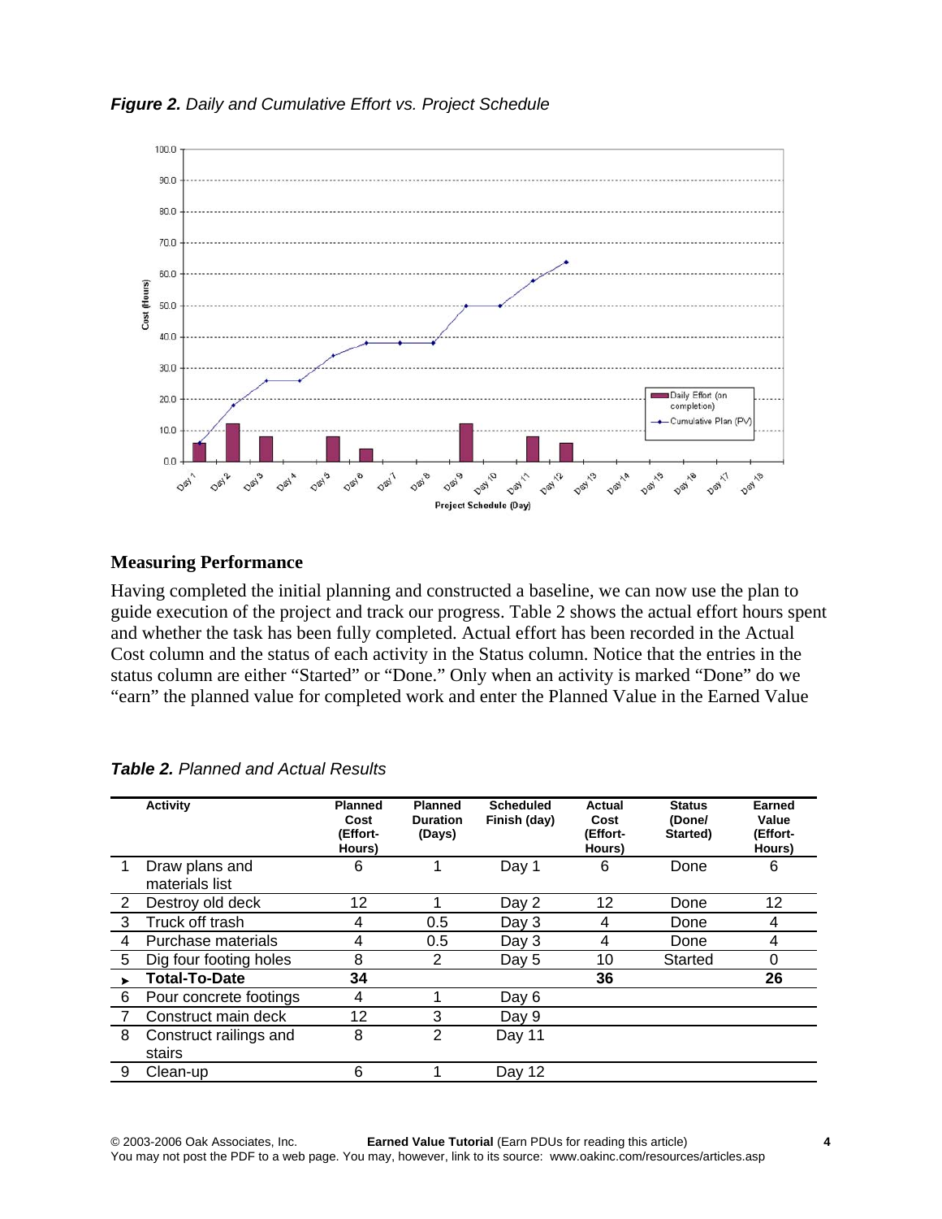***Figure 2.*** *Daily and Cumulative Effort vs. Project Schedule*

100.0
90.0
80.0
70.0
60.0
50.0
40.0
30.0
20.0
10.0
0.0

Cost (Hours)

Day 1 Day 2 Day 3 Day 4 Day 5 Day 6 Day 7 Day 8 Day 9 Day 10 Day 11 Day 12 Day 13 Day 14 Day 15 Day 16 Day 17 Day 18

Project Schedule (Day)

Daily Effort (on completion)
Cumulative Plan (PV)

## Measuring Performance

Having completed the initial planning and constructed a baseline, we can now use the plan to guide execution of the project and track our progress. Table 2 shows the actual effort hours spent and whether the task has been fully completed. Actual effort has been recorded in the Actual Cost column and the status of each activity in the Status column. Notice that the entries in the status column are either "Started" or "Done." Only when an activity is marked "Done" do we "earn" the planned value for completed work and enter the Planned Value in the Earned Value

***Table 2.*** *Planned and Actual Results*

| | Activity | Planned Cost (Effort-Hours) | Planned Duration (Days) | Scheduled Finish (day) | Actual Cost (Effort-Hours) | Status (Done/ Started) | Earned Value (Effort-Hours) |
|---|---|---|---|---|---|---|---|
| 1 | Draw plans and materials list | 6 | 1 | Day 1 | 6 | Done | 6 |
| 2 | Destroy old deck | 12 | 1 | Day 2 | 12 | Done | 12 |
| 3 | Truck off trash | 4 | 0.5 | Day 3 | 4 | Done | 4 |
| 4 | Purchase materials | 4 | 0.5 | Day 3 | 4 | Done | 4 |
| 5 | Dig four footing holes | 8 | 2 | Day 5 | 10 | Started | 0 |
| ➤ | **Total-To-Date** | **34** | | | **36** | | **26** |
| 6 | Pour concrete footings | 4 | 1 | Day 6 | | | |
| 7 | Construct main deck | 12 | 3 | Day 9 | | | |
| 8 | Construct railings and stairs | 8 | 2 | Day 11 | | | |
| 9 | Clean-up | 6 | 1 | Day 12 | | | |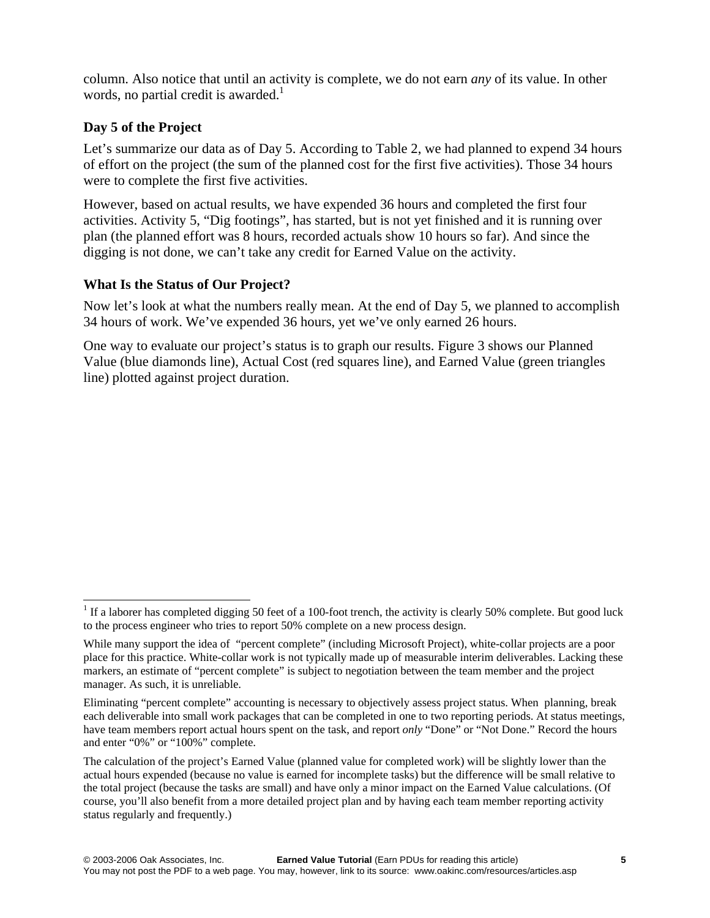column. Also notice that until an activity is complete, we do not earn *any* of its value. In other words, no partial credit is awarded.[1]

### Day 5 of the Project

Let's summarize our data as of Day 5. According to Table 2, we had planned to expend 34 hours of effort on the project (the sum of the planned cost for the first five activities). Those 34 hours were to complete the first five activities.

However, based on actual results, we have expended 36 hours and completed the first four activities. Activity 5, "Dig footings", has started, but is not yet finished and it is running over plan (the planned effort was 8 hours, recorded actuals show 10 hours so far). And since the digging is not done, we can't take any credit for Earned Value on the activity.

### What Is the Status of Our Project?

Now let's look at what the numbers really mean. At the end of Day 5, we planned to accomplish 34 hours of work. We've expended 36 hours, yet we've only earned 26 hours.

One way to evaluate our project's status is to graph our results. Figure 3 shows our Planned Value (blue diamonds line), Actual Cost (red squares line), and Earned Value (green triangles line) plotted against project duration.

---

[1] If a laborer has completed digging 50 feet of a 100-foot trench, the activity is clearly 50% complete. But good luck to the process engineer who tries to report 50% complete on a new process design.

While many support the idea of "percent complete" (including Microsoft Project), white-collar projects are a poor place for this practice. White-collar work is not typically made up of measurable interim deliverables. Lacking these markers, an estimate of "percent complete" is subject to negotiation between the team member and the project manager. As such, it is unreliable.

Eliminating "percent complete" accounting is necessary to objectively assess project status. When planning, break each deliverable into small work packages that can be completed in one to two reporting periods. At status meetings, have team members report actual hours spent on the task, and report *only* "Done" or "Not Done." Record the hours and enter "0%" or "100%" complete.

The calculation of the project's Earned Value (planned value for completed work) will be slightly lower than the actual hours expended (because no value is earned for incomplete tasks) but the difference will be small relative to the total project (because the tasks are small) and have only a minor impact on the Earned Value calculations. (Of course, you'll also benefit from a more detailed project plan and by having each team member reporting activity status regularly and frequently.)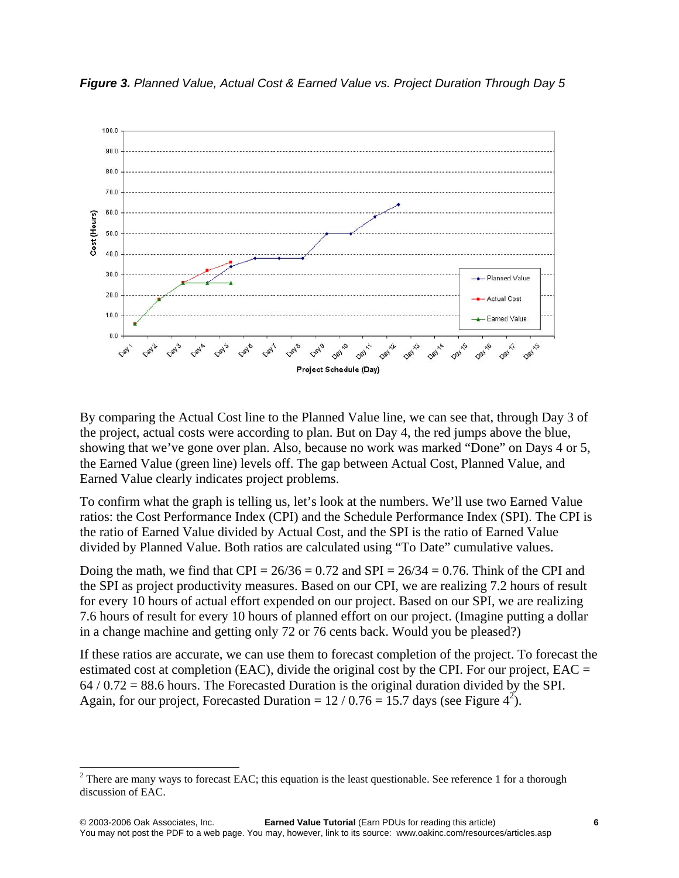***Figure 3.*** *Planned Value, Actual Cost & Earned Value vs. Project Duration Through Day 5*

100.0
90.0
80.0
70.0
60.0
50.0
40.0
30.0
20.0
10.0
0.0

Cost (Hours)

Day 1 Day 2 Day 3 Day 4 Day 5 Day 6 Day 7 Day 8 Day 9 Day 10 Day 11 Day 12 Day 13 Day 14 Day 15 Day 16 Day 17 Day 18

Project Schedule (Day)

Planned Value
Actual Cost
Earned Value

By comparing the Actual Cost line to the Planned Value line, we can see that, through Day 3 of the project, actual costs were according to plan. But on Day 4, the red jumps above the blue, showing that we've gone over plan. Also, because no work was marked "Done" on Days 4 or 5, the Earned Value (green line) levels off. The gap between Actual Cost, Planned Value, and Earned Value clearly indicates project problems.

To confirm what the graph is telling us, let's look at the numbers. We'll use two Earned Value ratios: the Cost Performance Index (CPI) and the Schedule Performance Index (SPI). The CPI is the ratio of Earned Value divided by Actual Cost, and the SPI is the ratio of Earned Value divided by Planned Value. Both ratios are calculated using "To Date" cumulative values.

Doing the math, we find that CPI = 26/36 = 0.72 and SPI = 26/34 = 0.76. Think of the CPI and the SPI as project productivity measures. Based on our CPI, we are realizing 7.2 hours of result for every 10 hours of actual effort expended on our project. Based on our SPI, we are realizing 7.6 hours of result for every 10 hours of planned effort on our project. (Imagine putting a dollar in a change machine and getting only 72 or 76 cents back. Would you be pleased?)

If these ratios are accurate, we can use them to forecast completion of the project. To forecast the estimated cost at completion (EAC), divide the original cost by the CPI. For our project, EAC = 64 / 0.72 = 88.6 hours. The Forecasted Duration is the original duration divided by the SPI. Again, for our project, Forecasted Duration = 12 / 0.76 = 15.7 days (see Figure 4[2]).

[2] There are many ways to forecast EAC; this equation is the least questionable. See reference 1 for a thorough discussion of EAC.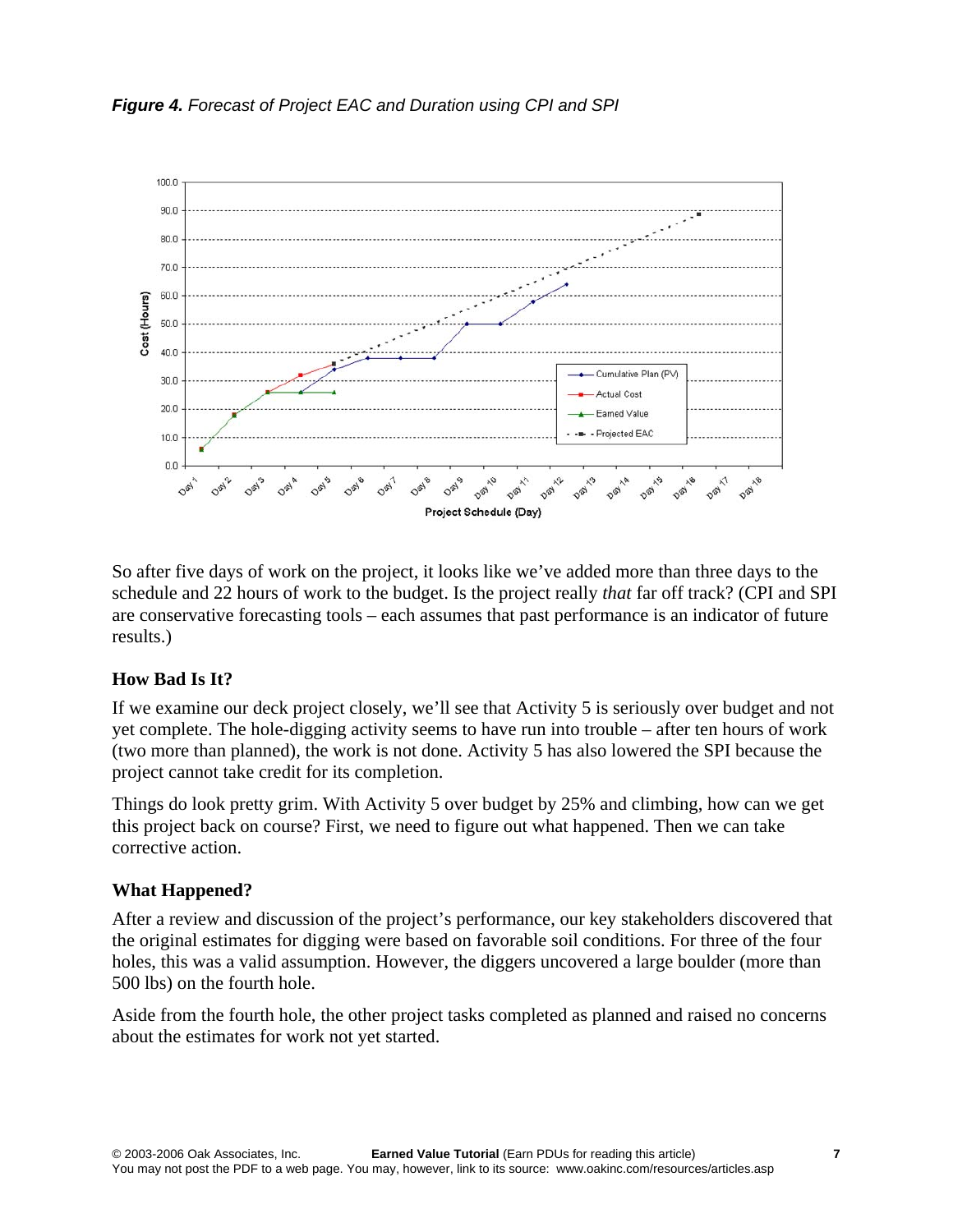***Figure 4.*** *Forecast of Project EAC and Duration using CPI and SPI*

100.0
90.0
80.0
70.0
60.0
50.0
40.0
30.0
20.0
10.0
0.0

Cost (Hours)

Day 1 Day 2 Day 3 Day 4 Day 5 Day 6 Day 7 Day 8 Day 9 Day 10 Day 11 Day 12 Day 13 Day 14 Day 15 Day 16 Day 17 Day 18

Project Schedule (Day)

Cumulative Plan (PV)
Actual Cost
Earned Value
Projected EAC

So after five days of work on the project, it looks like we've added more than three days to the schedule and 22 hours of work to the budget. Is the project really *that* far off track? (CPI and SPI are conservative forecasting tools – each assumes that past performance is an indicator of future results.)

### How Bad Is It?

If we examine our deck project closely, we'll see that Activity 5 is seriously over budget and not yet complete. The hole-digging activity seems to have run into trouble – after ten hours of work (two more than planned), the work is not done. Activity 5 has also lowered the SPI because the project cannot take credit for its completion.

Things do look pretty grim. With Activity 5 over budget by 25% and climbing, how can we get this project back on course? First, we need to figure out what happened. Then we can take corrective action.

### What Happened?

After a review and discussion of the project's performance, our key stakeholders discovered that the original estimates for digging were based on favorable soil conditions. For three of the four holes, this was a valid assumption. However, the diggers uncovered a large boulder (more than 500 lbs) on the fourth hole.

Aside from the fourth hole, the other project tasks completed as planned and raised no concerns about the estimates for work not yet started.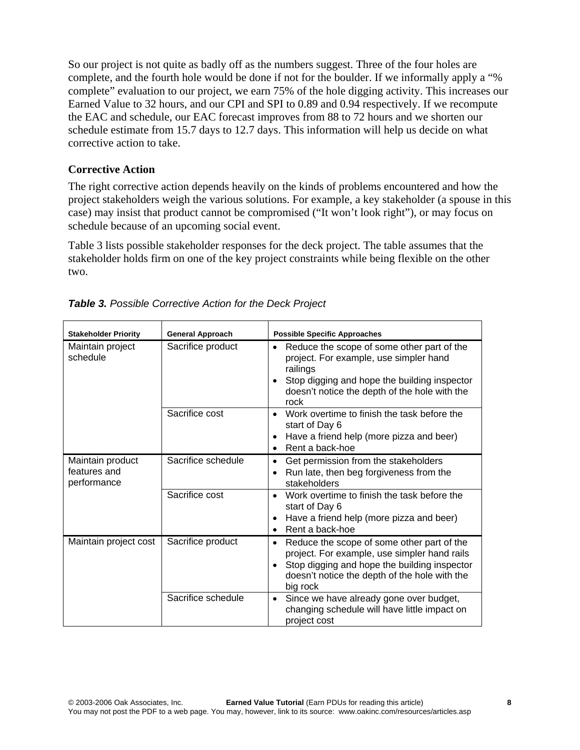So our project is not quite as badly off as the numbers suggest. Three of the four holes are complete, and the fourth hole would be done if not for the boulder. If we informally apply a "% complete" evaluation to our project, we earn 75% of the hole digging activity. This increases our Earned Value to 32 hours, and our CPI and SPI to 0.89 and 0.94 respectively. If we recompute the EAC and schedule, our EAC forecast improves from 88 to 72 hours and we shorten our schedule estimate from 15.7 days to 12.7 days. This information will help us decide on what corrective action to take.

### Corrective Action

The right corrective action depends heavily on the kinds of problems encountered and how the project stakeholders weigh the various solutions. For example, a key stakeholder (a spouse in this case) may insist that product cannot be compromised ("It won't look right"), or may focus on schedule because of an upcoming social event.

Table 3 lists possible stakeholder responses for the deck project. The table assumes that the stakeholder holds firm on one of the key project constraints while being flexible on the other two.

***Table 3.*** *Possible Corrective Action for the Deck Project*

| Stakeholder Priority | General Approach | Possible Specific Approaches |
|---|---|---|
| Maintain project schedule | Sacrifice product | • Reduce the scope of some other part of the project. For example, use simpler hand railings<br>• Stop digging and hope the building inspector doesn't notice the depth of the hole with the rock |
| | Sacrifice cost | • Work overtime to finish the task before the start of Day 6<br>• Have a friend help (more pizza and beer)<br>• Rent a back-hoe |
| Maintain product features and performance | Sacrifice schedule | • Get permission from the stakeholders<br>• Run late, then beg forgiveness from the stakeholders |
| | Sacrifice cost | • Work overtime to finish the task before the start of Day 6<br>• Have a friend help (more pizza and beer)<br>• Rent a back-hoe |
| Maintain project cost | Sacrifice product | • Reduce the scope of some other part of the project. For example, use simpler hand rails<br>• Stop digging and hope the building inspector doesn't notice the depth of the hole with the big rock |
| | Sacrifice schedule | • Since we have already gone over budget, changing schedule will have little impact on project cost |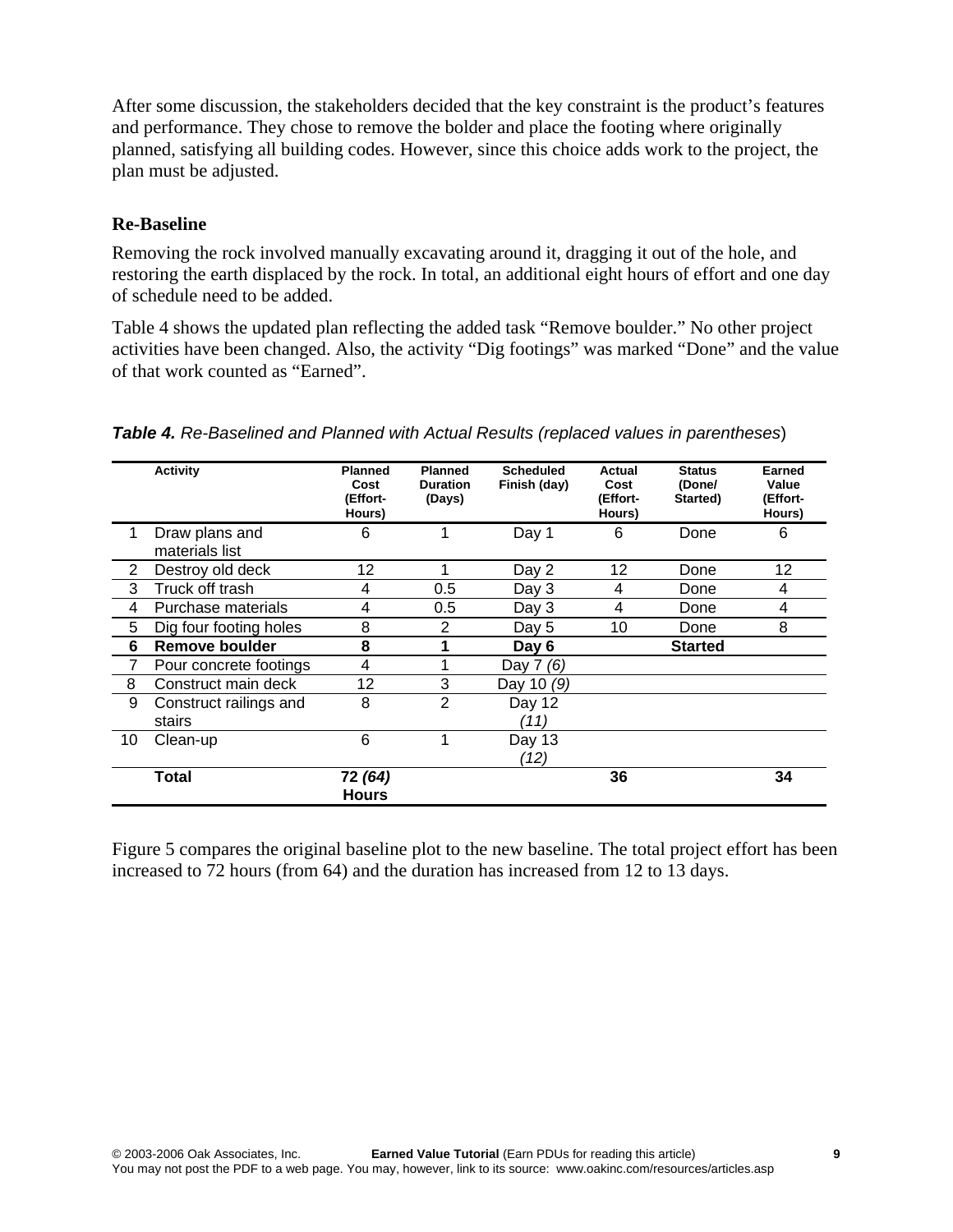After some discussion, the stakeholders decided that the key constraint is the product's features and performance. They chose to remove the bolder and place the footing where originally planned, satisfying all building codes. However, since this choice adds work to the project, the plan must be adjusted.

### Re-Baseline

Removing the rock involved manually excavating around it, dragging it out of the hole, and restoring the earth displaced by the rock. In total, an additional eight hours of effort and one day of schedule need to be added.

Table 4 shows the updated plan reflecting the added task "Remove boulder." No other project activities have been changed. Also, the activity "Dig footings" was marked "Done" and the value of that work counted as "Earned".

***Table 4.*** *Re-Baselined and Planned with Actual Results (replaced values in parentheses*)

| | Activity | Planned Cost (Effort-Hours) | Planned Duration (Days) | Scheduled Finish (day) | Actual Cost (Effort-Hours) | Status (Done/ Started) | Earned Value (Effort-Hours) |
|---|---|---|---|---|---|---|---|
| 1 | Draw plans and materials list | 6 | 1 | Day 1 | 6 | Done | 6 |
| 2 | Destroy old deck | 12 | 1 | Day 2 | 12 | Done | 12 |
| 3 | Truck off trash | 4 | 0.5 | Day 3 | 4 | Done | 4 |
| 4 | Purchase materials | 4 | 0.5 | Day 3 | 4 | Done | 4 |
| 5 | Dig four footing holes | 8 | 2 | Day 5 | 10 | Done | 8 |
| **6** | **Remove boulder** | **8** | **1** | **Day 6** | | **Started** | |
| 7 | Pour concrete footings | 4 | 1 | Day 7 *(6)* | | | |
| 8 | Construct main deck | 12 | 3 | Day 10 *(9)* | | | |
| 9 | Construct railings and stairs | 8 | 2 | Day 12 *(11)* | | | |
| 10 | Clean-up | 6 | 1 | Day 13 *(12)* | | | |
| | **Total** | ***72 (64)* Hours** | | | **36** | | **34** |

Figure 5 compares the original baseline plot to the new baseline. The total project effort has been increased to 72 hours (from 64) and the duration has increased from 12 to 13 days.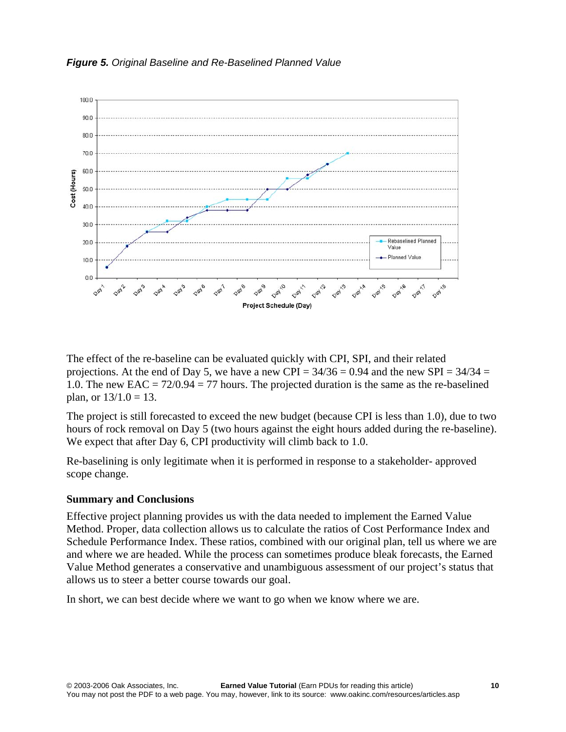***Figure 5.*** *Original Baseline and Re-Baselined Planned Value*

100.0
90.0
80.0
70.0
60.0
50.0
40.0
30.0
20.0
10.0
0.0

Cost (Hours)

Day 1 Day 2 Day 3 Day 4 Day 5 Day 6 Day 7 Day 8 Day 9 Day 10 Day 11 Day 12 Day 13 Day 14 Day 15 Day 16 Day 17 Day 18

Project Schedule (Day)

Rebaselined Planned Value

Planned Value

The effect of the re-baseline can be evaluated quickly with CPI, SPI, and their related projections. At the end of Day 5, we have a new CPI = 34/36 = 0.94 and the new SPI = 34/34 = 1.0. The new EAC = 72/0.94 = 77 hours. The projected duration is the same as the re-baselined plan, or 13/1.0 = 13.

The project is still forecasted to exceed the new budget (because CPI is less than 1.0), due to two hours of rock removal on Day 5 (two hours against the eight hours added during the re-baseline). We expect that after Day 6, CPI productivity will climb back to 1.0.

Re-baselining is only legitimate when it is performed in response to a stakeholder- approved scope change.

## Summary and Conclusions

Effective project planning provides us with the data needed to implement the Earned Value Method. Proper, data collection allows us to calculate the ratios of Cost Performance Index and Schedule Performance Index. These ratios, combined with our original plan, tell us where we are and where we are headed. While the process can sometimes produce bleak forecasts, the Earned Value Method generates a conservative and unambiguous assessment of our project's status that allows us to steer a better course towards our goal.

In short, we can best decide where we want to go when we know where we are.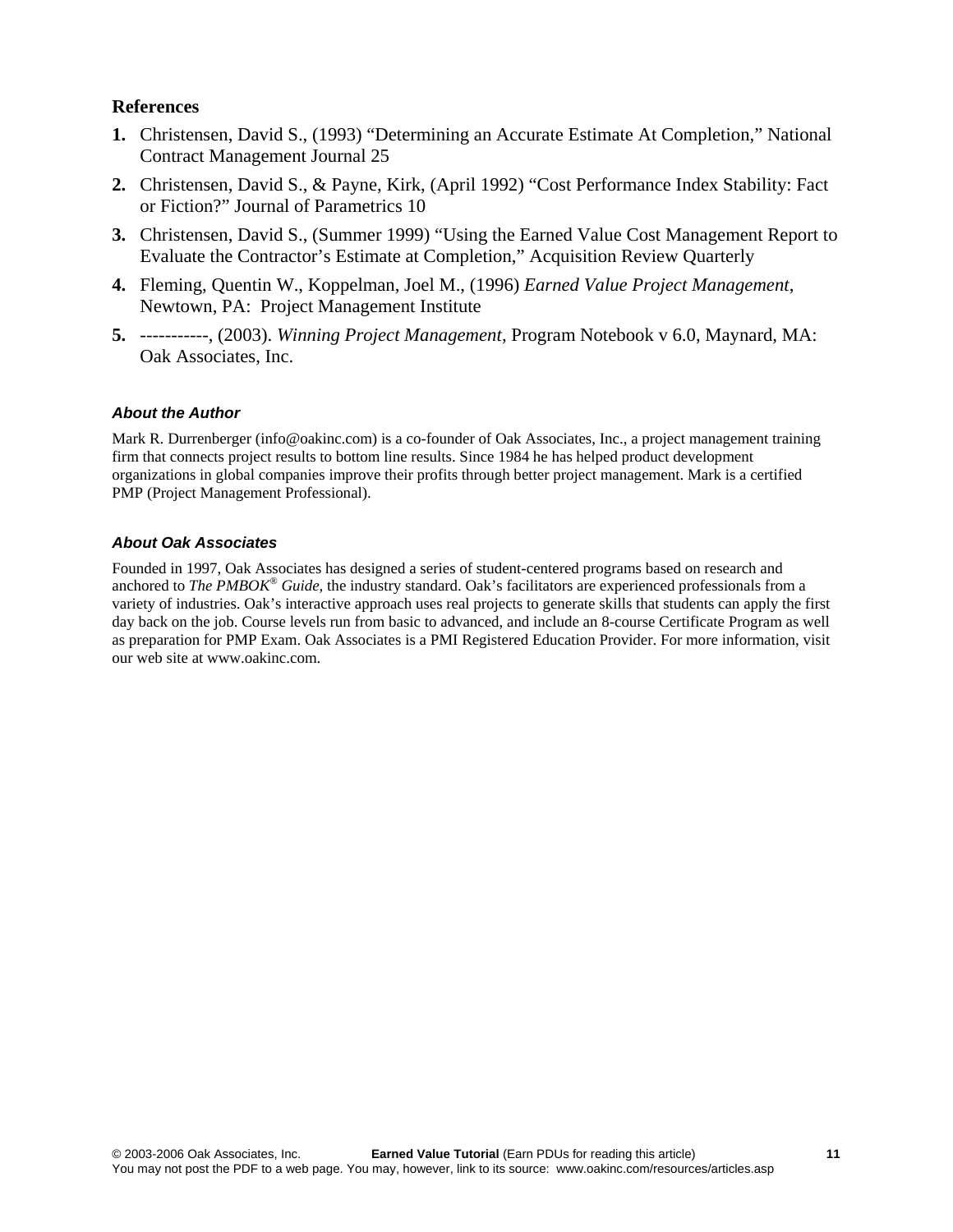## References

1. Christensen, David S., (1993) “Determining an Accurate Estimate At Completion,” National Contract Management Journal 25
2. Christensen, David S., & Payne, Kirk, (April 1992) “Cost Performance Index Stability: Fact or Fiction?” Journal of Parametrics 10
3. Christensen, David S., (Summer 1999) “Using the Earned Value Cost Management Report to Evaluate the Contractor’s Estimate at Completion,” Acquisition Review Quarterly
4. Fleming, Quentin W., Koppelman, Joel M., (1996) *Earned Value Project Management*, Newtown, PA: Project Management Institute
5. -----------, (2003). *Winning Project Management*, Program Notebook v 6.0, Maynard, MA: Oak Associates, Inc.

### *About the Author*

Mark R. Durrenberger (info@oakinc.com) is a co-founder of Oak Associates, Inc., a project management training firm that connects project results to bottom line results. Since 1984 he has helped product development organizations in global companies improve their profits through better project management. Mark is a certified PMP (Project Management Professional).

### *About Oak Associates*

Founded in 1997, Oak Associates has designed a series of student-centered programs based on research and anchored to *The PMBOK® Guide*, the industry standard. Oak’s facilitators are experienced professionals from a variety of industries. Oak’s interactive approach uses real projects to generate skills that students can apply the first day back on the job. Course levels run from basic to advanced, and include an 8-course Certificate Program as well as preparation for PMP Exam. Oak Associates is a PMI Registered Education Provider. For more information, visit our web site at www.oakinc.com.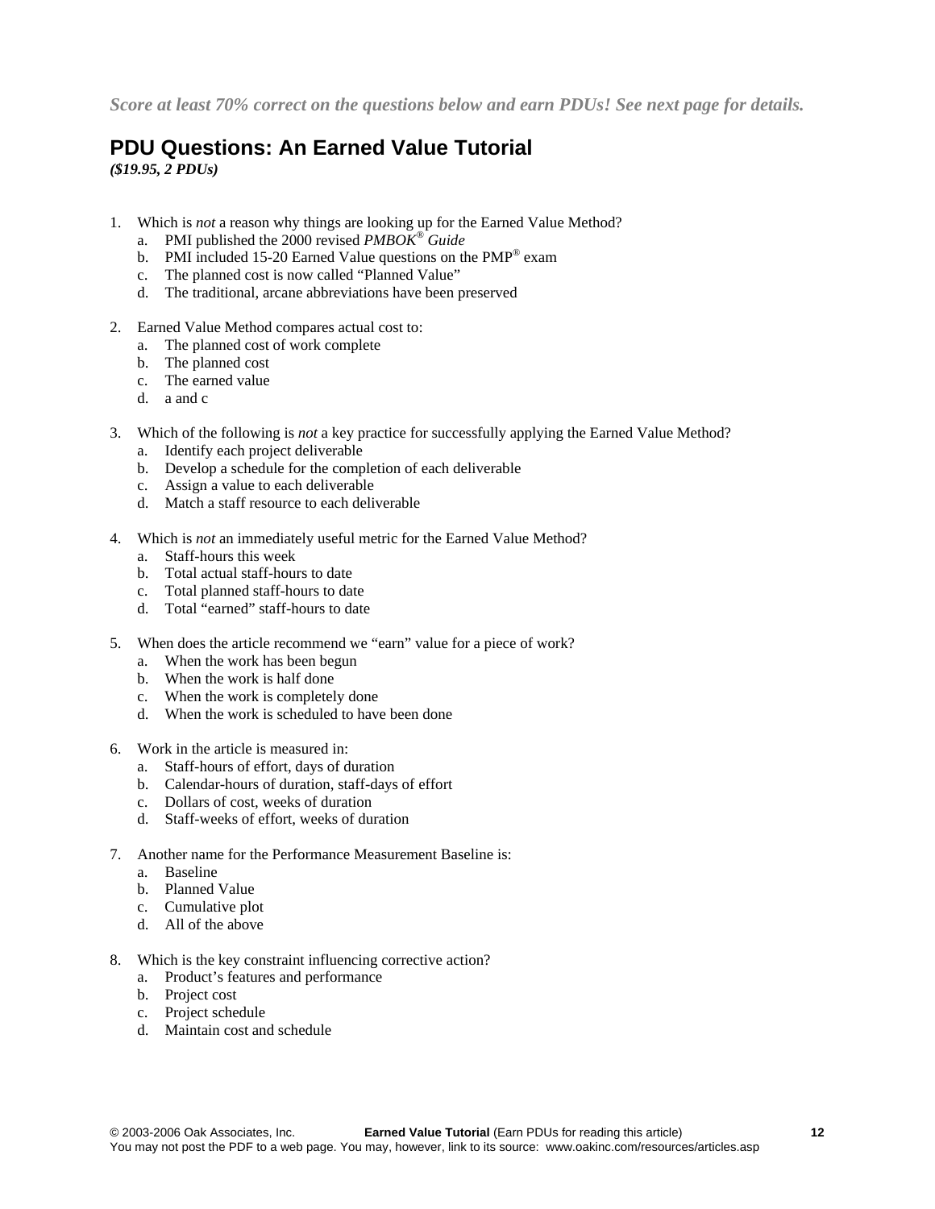*Score at least 70% correct on the questions below and earn PDUs! See next page for details.*

## PDU Questions: An Earned Value Tutorial

***($19.95, 2 PDUs)***

1. Which is *not* a reason why things are looking up for the Earned Value Method?
   a. PMI published the 2000 revised *PMBOK® Guide*
   b. PMI included 15-20 Earned Value questions on the PMP® exam
   c. The planned cost is now called "Planned Value"
   d. The traditional, arcane abbreviations have been preserved

2. Earned Value Method compares actual cost to:
   a. The planned cost of work complete
   b. The planned cost
   c. The earned value
   d. a and c

3. Which of the following is *not* a key practice for successfully applying the Earned Value Method?
   a. Identify each project deliverable
   b. Develop a schedule for the completion of each deliverable
   c. Assign a value to each deliverable
   d. Match a staff resource to each deliverable

4. Which is *not* an immediately useful metric for the Earned Value Method?
   a. Staff-hours this week
   b. Total actual staff-hours to date
   c. Total planned staff-hours to date
   d. Total "earned" staff-hours to date

5. When does the article recommend we "earn" value for a piece of work?
   a. When the work has been begun
   b. When the work is half done
   c. When the work is completely done
   d. When the work is scheduled to have been done

6. Work in the article is measured in:
   a. Staff-hours of effort, days of duration
   b. Calendar-hours of duration, staff-days of effort
   c. Dollars of cost, weeks of duration
   d. Staff-weeks of effort, weeks of duration

7. Another name for the Performance Measurement Baseline is:
   a. Baseline
   b. Planned Value
   c. Cumulative plot
   d. All of the above

8. Which is the key constraint influencing corrective action?
   a. Product's features and performance
   b. Project cost
   c. Project schedule
   d. Maintain cost and schedule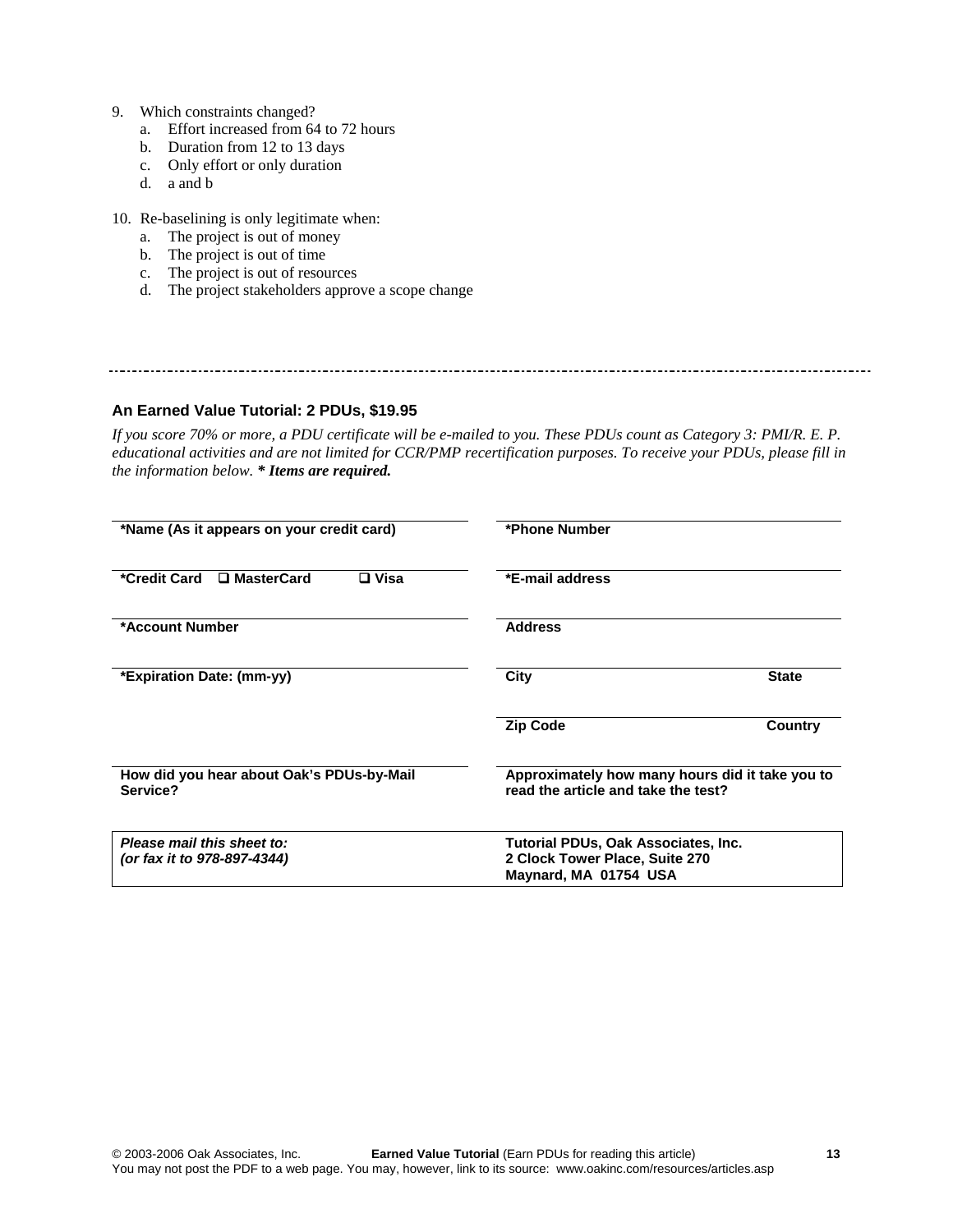9. Which constraints changed?
   a. Effort increased from 64 to 72 hours
   b. Duration from 12 to 13 days
   c. Only effort or only duration
   d. a and b

10. Re-baselining is only legitimate when:
   a. The project is out of money
   b. The project is out of time
   c. The project is out of resources
   d. The project stakeholders approve a scope change

---

**An Earned Value Tutorial: 2 PDUs, $19.95**

*If you score 70% or more, a PDU certificate will be e-mailed to you. These PDUs count as Category 3: PMI/R. E. P. educational activities and are not limited for CCR/PMP recertification purposes. To receive your PDUs, please fill in the information below.* ***\* Items are required.***

| | |
|---|---|
| **\*Name (As it appears on your credit card)** | **\*Phone Number** |
| **\*Credit Card ❑ MasterCard ❑ Visa** | **\*E-mail address** |
| **\*Account Number** | **Address** |
| **\*Expiration Date: (mm-yy)** | **City State** |
| | **Zip Code Country** |
| **How did you hear about Oak's PDUs-by-Mail Service?** | **Approximately how many hours did it take you to read the article and take the test?** |

| | |
|---|---|
| ***Please mail this sheet to:*** ***(or fax it to 978-897-4344)*** | **Tutorial PDUs, Oak Associates, Inc.** **2 Clock Tower Place, Suite 270** **Maynard, MA 01754 USA** |

© 2003-2006 Oak Associates, Inc. **Earned Value Tutorial** (Earn PDUs for reading this article)
You may not post the PDF to a web page. You may, however, link to its source: www.oakinc.com/resources/articles.asp